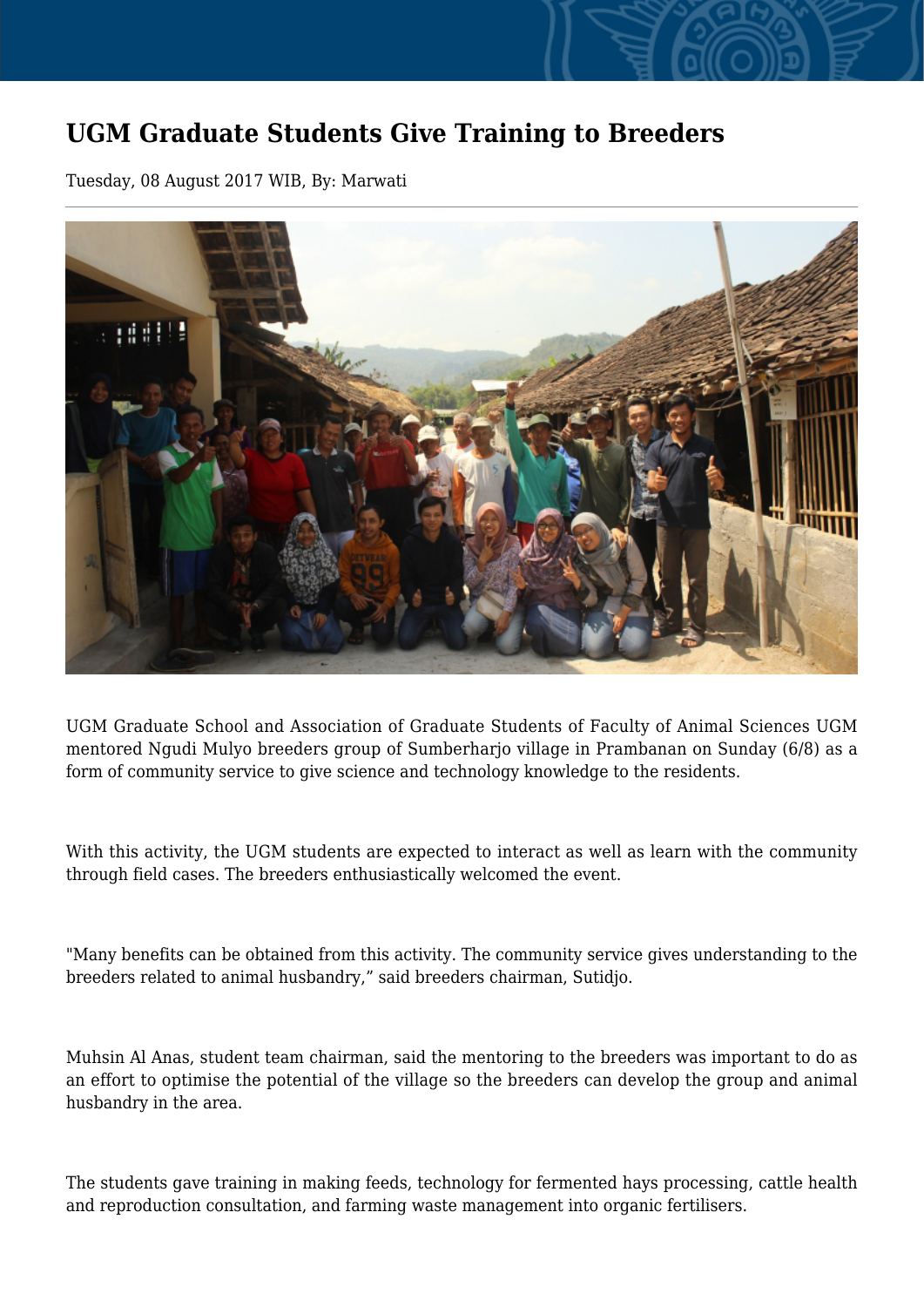# UGM Graduate Students Give Training to Breeders

Tuesday, 08 August 2017 WIB, By: Marwati

UGM Graduate School and Association of Graduate Students of Faculty of Animal Sciences UGM mentored Ngudi Mulyo breeders group of Sumberharjo village in Prambanan on Sunday (6/8) as a form of community service to give science and technology knowledge to the residents.

With this activity, the UGM students are expected to interact as well as learn with the community through field cases. The breeders enthusiastically welcomed the event.

"Many benefits can be obtained from this activity. The community service gives understanding to the breeders related to animal husbandry," said breeders chairman, Sutidjo.

Muhsin Al Anas, student team chairman, said the mentoring to the breeders was important to do as an effort to optimise the potential of the village so the breeders can develop the group and animal husbandry in the area.

The students gave training in making feeds, technology for fermented hays processing, cattle health and reproduction consultation, and farming waste management into organic fertilisers.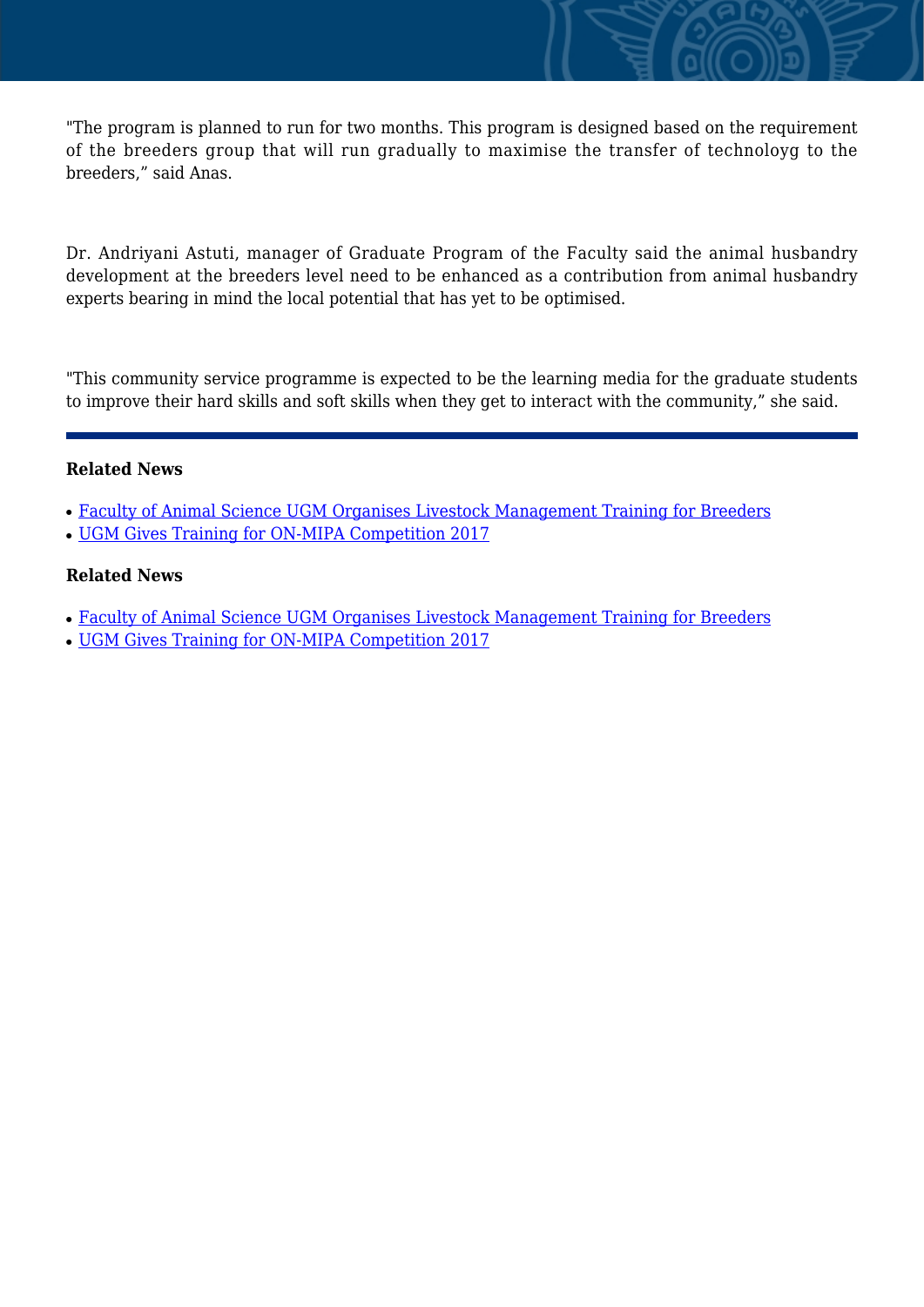"The program is planned to run for two months. This program is designed based on the requirement of the breeders group that will run gradually to maximise the transfer of technoloyg to the breeders," said Anas.

Dr. Andriyani Astuti, manager of Graduate Program of the Faculty said the animal husbandry development at the breeders level need to be enhanced as a contribution from animal husbandry experts bearing in mind the local potential that has yet to be optimised.

"This community service programme is expected to be the learning media for the graduate students to improve their hard skills and soft skills when they get to interact with the community," she said.

---

**Related News**

- Faculty of Animal Science UGM Organises Livestock Management Training for Breeders
- UGM Gives Training for ON-MIPA Competition 2017

**Related News**

- Faculty of Animal Science UGM Organises Livestock Management Training for Breeders
- UGM Gives Training for ON-MIPA Competition 2017